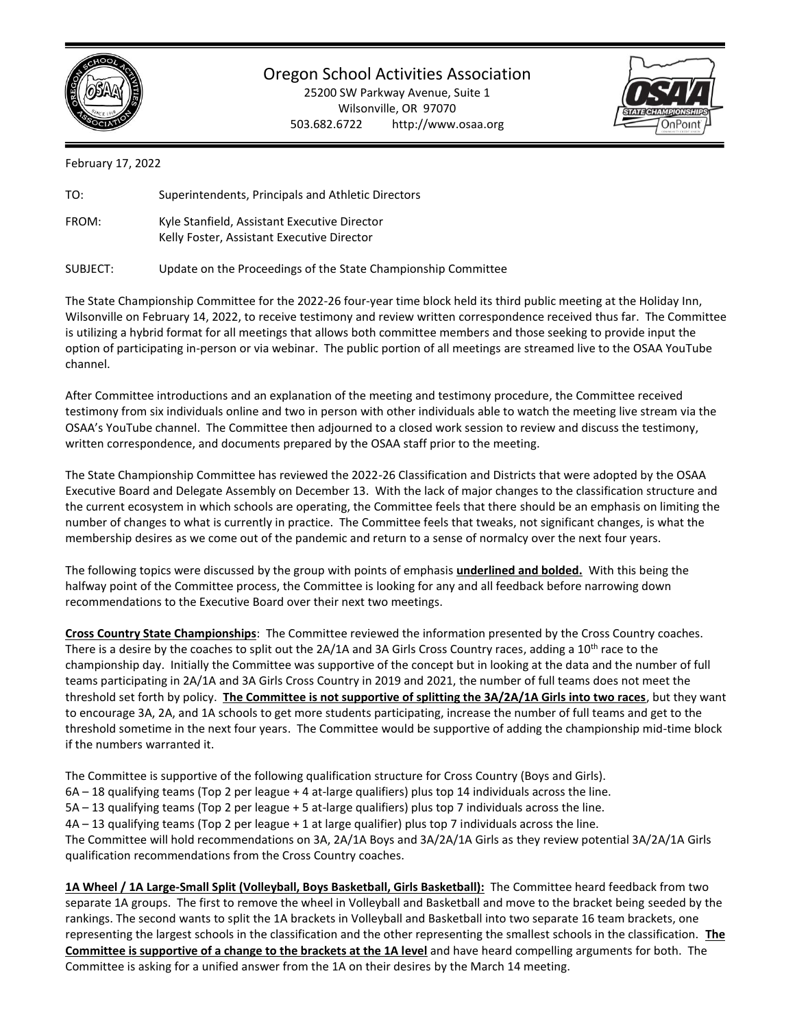# Oregon School Activities Association

25200 SW Parkway Avenue, Suite 1
Wilsonville, OR 97070
503.682.6722 http://www.osaa.org

February 17, 2022

TO: Superintendents, Principals and Athletic Directors

FROM: Kyle Stanfield, Assistant Executive Director
Kelly Foster, Assistant Executive Director

SUBJECT: Update on the Proceedings of the State Championship Committee

The State Championship Committee for the 2022-26 four-year time block held its third public meeting at the Holiday Inn, Wilsonville on February 14, 2022, to receive testimony and review written correspondence received thus far. The Committee is utilizing a hybrid format for all meetings that allows both committee members and those seeking to provide input the option of participating in-person or via webinar. The public portion of all meetings are streamed live to the OSAA YouTube channel.

After Committee introductions and an explanation of the meeting and testimony procedure, the Committee received testimony from six individuals online and two in person with other individuals able to watch the meeting live stream via the OSAA's YouTube channel. The Committee then adjourned to a closed work session to review and discuss the testimony, written correspondence, and documents prepared by the OSAA staff prior to the meeting.

The State Championship Committee has reviewed the 2022-26 Classification and Districts that were adopted by the OSAA Executive Board and Delegate Assembly on December 13. With the lack of major changes to the classification structure and the current ecosystem in which schools are operating, the Committee feels that there should be an emphasis on limiting the number of changes to what is currently in practice. The Committee feels that tweaks, not significant changes, is what the membership desires as we come out of the pandemic and return to a sense of normalcy over the next four years.

The following topics were discussed by the group with points of emphasis **underlined and bolded.** With this being the halfway point of the Committee process, the Committee is looking for any and all feedback before narrowing down recommendations to the Executive Board over their next two meetings.

**Cross Country State Championships**: The Committee reviewed the information presented by the Cross Country coaches. There is a desire by the coaches to split out the 2A/1A and 3A Girls Cross Country races, adding a 10th race to the championship day. Initially the Committee was supportive of the concept but in looking at the data and the number of full teams participating in 2A/1A and 3A Girls Cross Country in 2019 and 2021, the number of full teams does not meet the threshold set forth by policy. **The Committee is not supportive of splitting the 3A/2A/1A Girls into two races**, but they want to encourage 3A, 2A, and 1A schools to get more students participating, increase the number of full teams and get to the threshold sometime in the next four years. The Committee would be supportive of adding the championship mid-time block if the numbers warranted it.

The Committee is supportive of the following qualification structure for Cross Country (Boys and Girls).
6A – 18 qualifying teams (Top 2 per league + 4 at-large qualifiers) plus top 14 individuals across the line.
5A – 13 qualifying teams (Top 2 per league + 5 at-large qualifiers) plus top 7 individuals across the line.
4A – 13 qualifying teams (Top 2 per league + 1 at large qualifier) plus top 7 individuals across the line.
The Committee will hold recommendations on 3A, 2A/1A Boys and 3A/2A/1A Girls as they review potential 3A/2A/1A Girls qualification recommendations from the Cross Country coaches.

**1A Wheel / 1A Large-Small Split (Volleyball, Boys Basketball, Girls Basketball):** The Committee heard feedback from two separate 1A groups. The first to remove the wheel in Volleyball and Basketball and move to the bracket being seeded by the rankings. The second wants to split the 1A brackets in Volleyball and Basketball into two separate 16 team brackets, one representing the largest schools in the classification and the other representing the smallest schools in the classification. **The Committee is supportive of a change to the brackets at the 1A level** and have heard compelling arguments for both. The Committee is asking for a unified answer from the 1A on their desires by the March 14 meeting.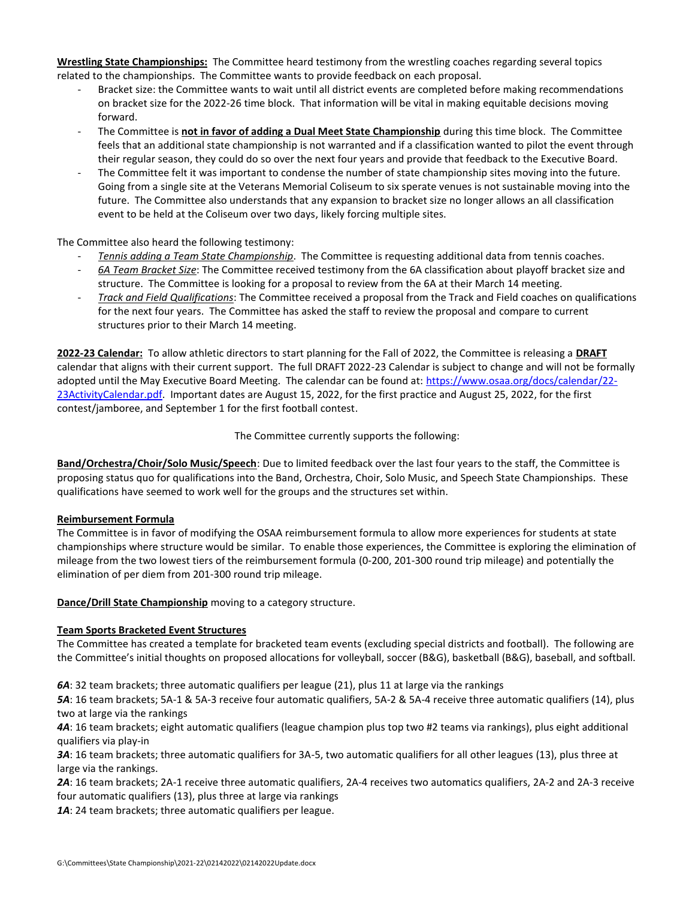**Wrestling State Championships:** The Committee heard testimony from the wrestling coaches regarding several topics related to the championships. The Committee wants to provide feedback on each proposal.

- Bracket size: the Committee wants to wait until all district events are completed before making recommendations on bracket size for the 2022-26 time block. That information will be vital in making equitable decisions moving forward.
- The Committee is **not in favor of adding a Dual Meet State Championship** during this time block. The Committee feels that an additional state championship is not warranted and if a classification wanted to pilot the event through their regular season, they could do so over the next four years and provide that feedback to the Executive Board.
- The Committee felt it was important to condense the number of state championship sites moving into the future. Going from a single site at the Veterans Memorial Coliseum to six sperate venues is not sustainable moving into the future. The Committee also understands that any expansion to bracket size no longer allows an all classification event to be held at the Coliseum over two days, likely forcing multiple sites.

The Committee also heard the following testimony:

- *Tennis adding a Team State Championship*. The Committee is requesting additional data from tennis coaches.
- *6A Team Bracket Size*: The Committee received testimony from the 6A classification about playoff bracket size and structure. The Committee is looking for a proposal to review from the 6A at their March 14 meeting.
- *Track and Field Qualifications*: The Committee received a proposal from the Track and Field coaches on qualifications for the next four years. The Committee has asked the staff to review the proposal and compare to current structures prior to their March 14 meeting.

**2022-23 Calendar:** To allow athletic directors to start planning for the Fall of 2022, the Committee is releasing a **DRAFT** calendar that aligns with their current support. The full DRAFT 2022-23 Calendar is subject to change and will not be formally adopted until the May Executive Board Meeting. The calendar can be found at: https://www.osaa.org/docs/calendar/22-23ActivityCalendar.pdf. Important dates are August 15, 2022, for the first practice and August 25, 2022, for the first contest/jamboree, and September 1 for the first football contest.

The Committee currently supports the following:

**Band/Orchestra/Choir/Solo Music/Speech**: Due to limited feedback over the last four years to the staff, the Committee is proposing status quo for qualifications into the Band, Orchestra, Choir, Solo Music, and Speech State Championships. These qualifications have seemed to work well for the groups and the structures set within.

**Reimbursement Formula**

The Committee is in favor of modifying the OSAA reimbursement formula to allow more experiences for students at state championships where structure would be similar. To enable those experiences, the Committee is exploring the elimination of mileage from the two lowest tiers of the reimbursement formula (0-200, 201-300 round trip mileage) and potentially the elimination of per diem from 201-300 round trip mileage.

**Dance/Drill State Championship** moving to a category structure.

**Team Sports Bracketed Event Structures**

The Committee has created a template for bracketed team events (excluding special districts and football). The following are the Committee's initial thoughts on proposed allocations for volleyball, soccer (B&G), basketball (B&G), baseball, and softball.

***6A***: 32 team brackets; three automatic qualifiers per league (21), plus 11 at large via the rankings

***5A***: 16 team brackets; 5A-1 & 5A-3 receive four automatic qualifiers, 5A-2 & 5A-4 receive three automatic qualifiers (14), plus two at large via the rankings

***4A***: 16 team brackets; eight automatic qualifiers (league champion plus top two #2 teams via rankings), plus eight additional qualifiers via play-in

***3A***: 16 team brackets; three automatic qualifiers for 3A-5, two automatic qualifiers for all other leagues (13), plus three at large via the rankings.

***2A***: 16 team brackets; 2A-1 receive three automatic qualifiers, 2A-4 receives two automatics qualifiers, 2A-2 and 2A-3 receive four automatic qualifiers (13), plus three at large via rankings

***1A***: 24 team brackets; three automatic qualifiers per league.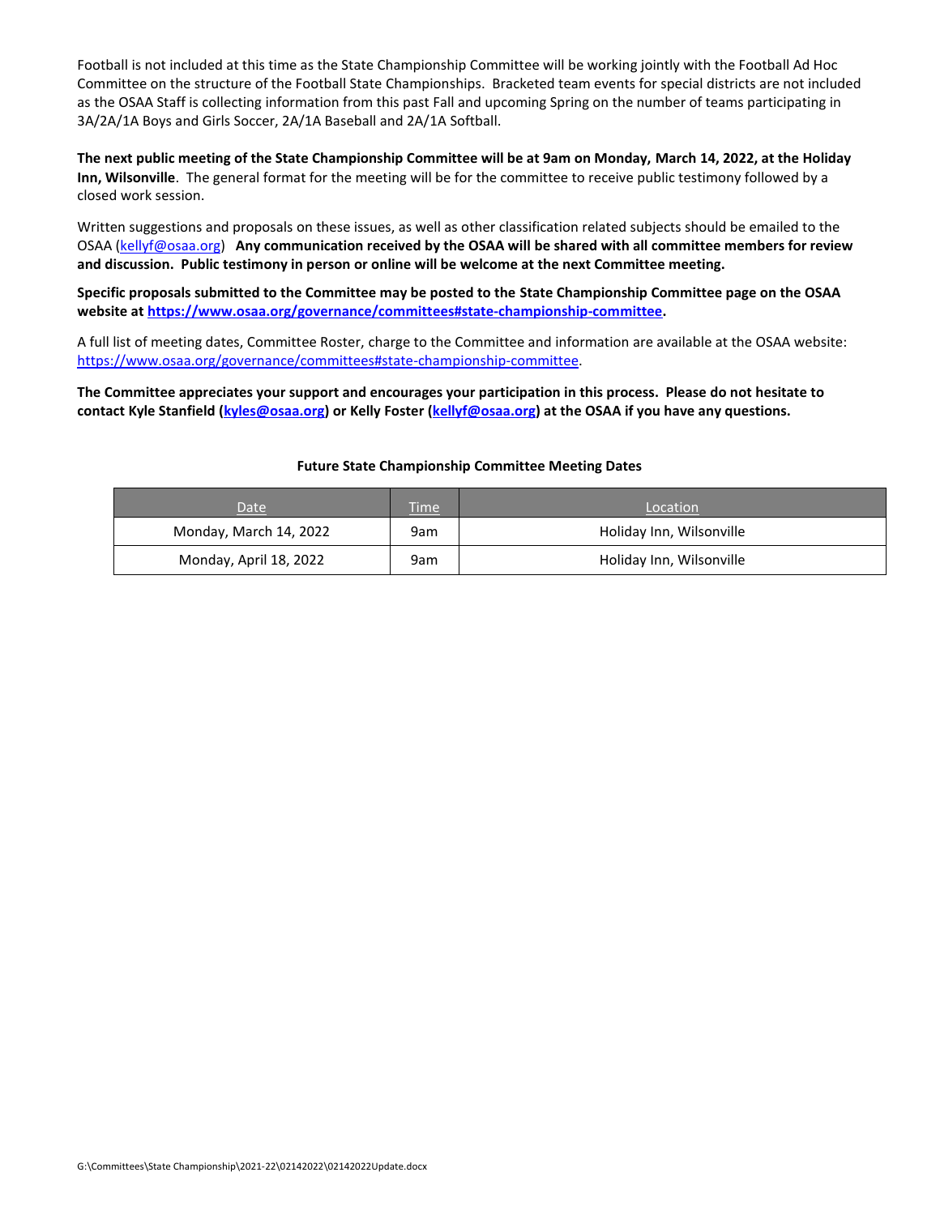Football is not included at this time as the State Championship Committee will be working jointly with the Football Ad Hoc Committee on the structure of the Football State Championships. Bracketed team events for special districts are not included as the OSAA Staff is collecting information from this past Fall and upcoming Spring on the number of teams participating in 3A/2A/1A Boys and Girls Soccer, 2A/1A Baseball and 2A/1A Softball.

**The next public meeting of the State Championship Committee will be at 9am on Monday, March 14, 2022, at the Holiday Inn, Wilsonville**. The general format for the meeting will be for the committee to receive public testimony followed by a closed work session.

Written suggestions and proposals on these issues, as well as other classification related subjects should be emailed to the OSAA (kellyf@osaa.org) **Any communication received by the OSAA will be shared with all committee members for review and discussion. Public testimony in person or online will be welcome at the next Committee meeting.**

**Specific proposals submitted to the Committee may be posted to the State Championship Committee page on the OSAA website at https://www.osaa.org/governance/committees#state-championship-committee.**

A full list of meeting dates, Committee Roster, charge to the Committee and information are available at the OSAA website: https://www.osaa.org/governance/committees#state-championship-committee.

**The Committee appreciates your support and encourages your participation in this process. Please do not hesitate to contact Kyle Stanfield (kyles@osaa.org) or Kelly Foster (kellyf@osaa.org) at the OSAA if you have any questions.**

**Future State Championship Committee Meeting Dates**

| Date | Time | Location |
|---|---|---|
| Monday, March 14, 2022 | 9am | Holiday Inn, Wilsonville |
| Monday, April 18, 2022 | 9am | Holiday Inn, Wilsonville |

G:\Committees\State Championship\2021-22\02142022\02142022Update.docx